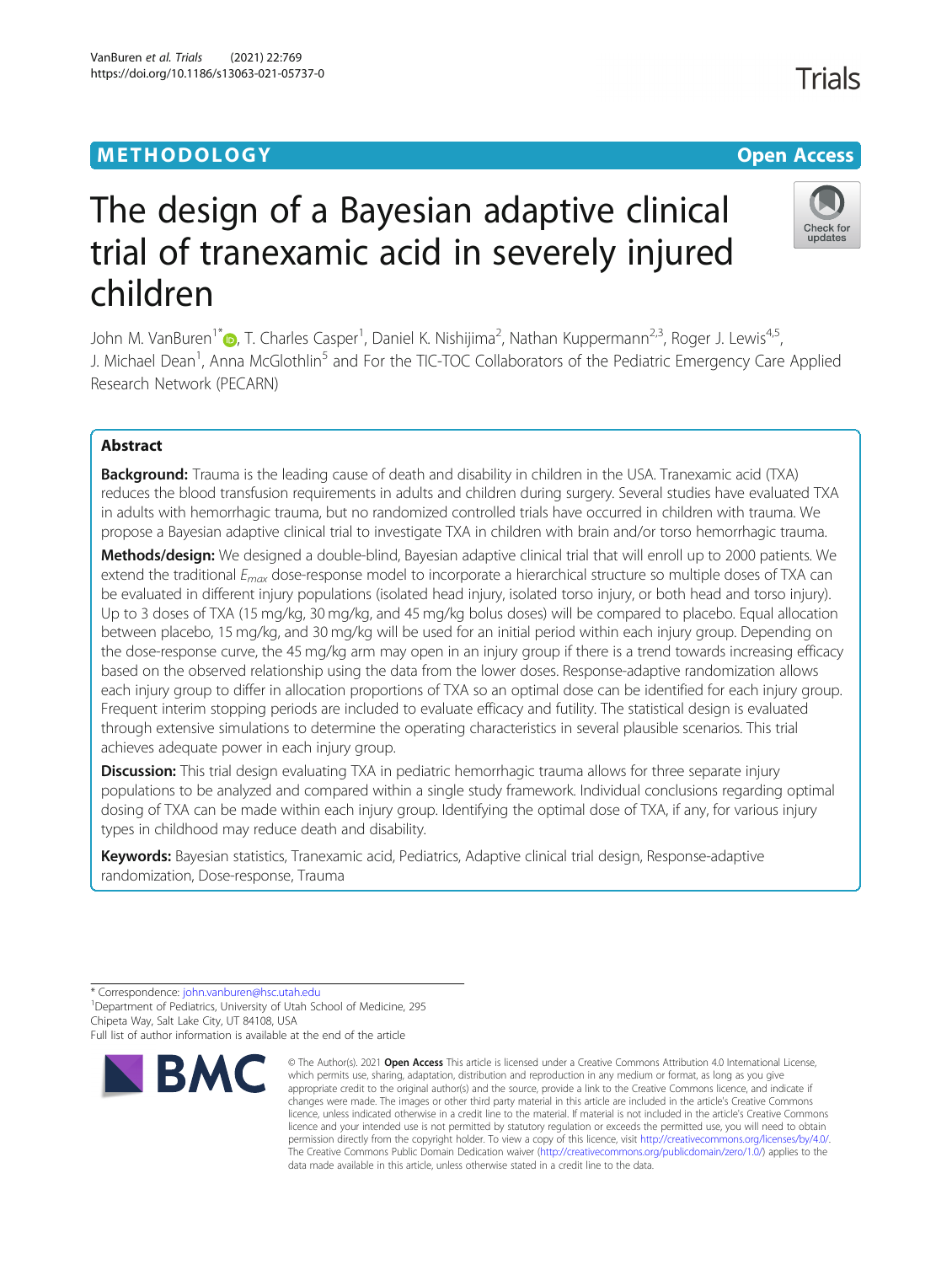METHODOLOGY

Open Access

# The design of a Bayesian adaptive clinical trial of tranexamic acid in severely injured children

John M. VanBuren[1*], T. Charles Casper[1], Daniel K. Nishijima[2], Nathan Kuppermann[2,3], Roger J. Lewis[4,5], J. Michael Dean[1], Anna McGlothlin[5] and For the TIC-TOC Collaborators of the Pediatric Emergency Care Applied Research Network (PECARN)

## Abstract

**Background:** Trauma is the leading cause of death and disability in children in the USA. Tranexamic acid (TXA) reduces the blood transfusion requirements in adults and children during surgery. Several studies have evaluated TXA in adults with hemorrhagic trauma, but no randomized controlled trials have occurred in children with trauma. We propose a Bayesian adaptive clinical trial to investigate TXA in children with brain and/or torso hemorrhagic trauma.

**Methods/design:** We designed a double-blind, Bayesian adaptive clinical trial that will enroll up to 2000 patients. We extend the traditional $E_{max}$ dose-response model to incorporate a hierarchical structure so multiple doses of TXA can be evaluated in different injury populations (isolated head injury, isolated torso injury, or both head and torso injury). Up to 3 doses of TXA (15 mg/kg, 30 mg/kg, and 45 mg/kg bolus doses) will be compared to placebo. Equal allocation between placebo, 15 mg/kg, and 30 mg/kg will be used for an initial period within each injury group. Depending on the dose-response curve, the 45 mg/kg arm may open in an injury group if there is a trend towards increasing efficacy based on the observed relationship using the data from the lower doses. Response-adaptive randomization allows each injury group to differ in allocation proportions of TXA so an optimal dose can be identified for each injury group. Frequent interim stopping periods are included to evaluate efficacy and futility. The statistical design is evaluated through extensive simulations to determine the operating characteristics in several plausible scenarios. This trial achieves adequate power in each injury group.

**Discussion:** This trial design evaluating TXA in pediatric hemorrhagic trauma allows for three separate injury populations to be analyzed and compared within a single study framework. Individual conclusions regarding optimal dosing of TXA can be made within each injury group. Identifying the optimal dose of TXA, if any, for various injury types in childhood may reduce death and disability.

**Keywords:** Bayesian statistics, Tranexamic acid, Pediatrics, Adaptive clinical trial design, Response-adaptive randomization, Dose-response, Trauma

\* Correspondence: john.vanburen@hsc.utah.edu
[1]Department of Pediatrics, University of Utah School of Medicine, 295 Chipeta Way, Salt Lake City, UT 84108, USA
Full list of author information is available at the end of the article

© The Author(s). 2021 **Open Access** This article is licensed under a Creative Commons Attribution 4.0 International License, which permits use, sharing, adaptation, distribution and reproduction in any medium or format, as long as you give appropriate credit to the original author(s) and the source, provide a link to the Creative Commons licence, and indicate if changes were made. The images or other third party material in this article are included in the article's Creative Commons licence, unless indicated otherwise in a credit line to the material. If material is not included in the article's Creative Commons licence and your intended use is not permitted by statutory regulation or exceeds the permitted use, you will need to obtain permission directly from the copyright holder. To view a copy of this licence, visit http://creativecommons.org/licenses/by/4.0/. The Creative Commons Public Domain Dedication waiver (http://creativecommons.org/publicdomain/zero/1.0/) applies to the data made available in this article, unless otherwise stated in a credit line to the data.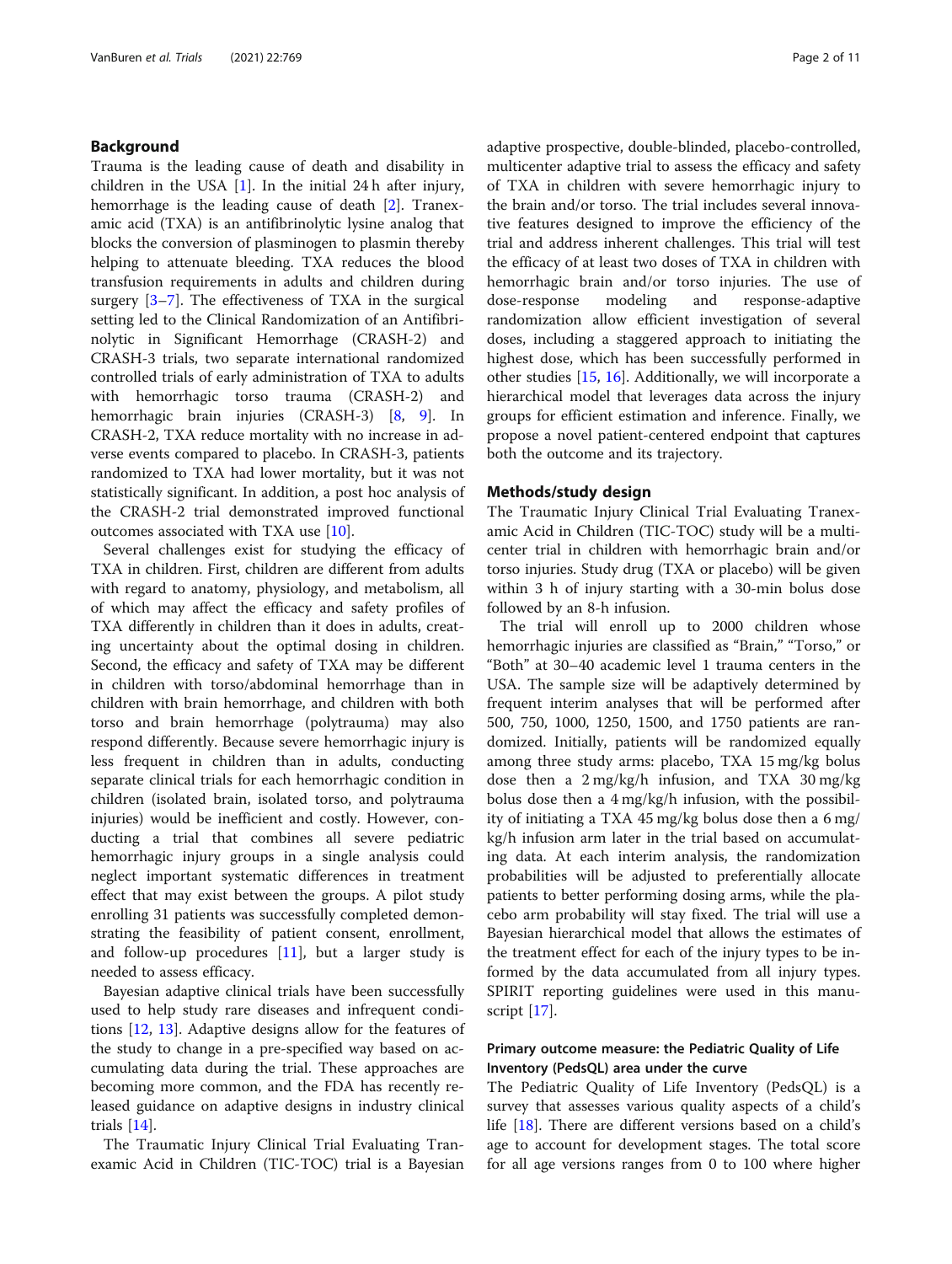## Background

Trauma is the leading cause of death and disability in children in the USA [1]. In the initial 24 h after injury, hemorrhage is the leading cause of death [2]. Tranexamic acid (TXA) is an antifibrinolytic lysine analog that blocks the conversion of plasminogen to plasmin thereby helping to attenuate bleeding. TXA reduces the blood transfusion requirements in adults and children during surgery [3–7]. The effectiveness of TXA in the surgical setting led to the Clinical Randomization of an Antifibrinolytic in Significant Hemorrhage (CRASH-2) and CRASH-3 trials, two separate international randomized controlled trials of early administration of TXA to adults with hemorrhagic torso trauma (CRASH-2) and hemorrhagic brain injuries (CRASH-3) [8, 9]. In CRASH-2, TXA reduce mortality with no increase in adverse events compared to placebo. In CRASH-3, patients randomized to TXA had lower mortality, but it was not statistically significant. In addition, a post hoc analysis of the CRASH-2 trial demonstrated improved functional outcomes associated with TXA use [10].

Several challenges exist for studying the efficacy of TXA in children. First, children are different from adults with regard to anatomy, physiology, and metabolism, all of which may affect the efficacy and safety profiles of TXA differently in children than it does in adults, creating uncertainty about the optimal dosing in children. Second, the efficacy and safety of TXA may be different in children with torso/abdominal hemorrhage than in children with brain hemorrhage, and children with both torso and brain hemorrhage (polytrauma) may also respond differently. Because severe hemorrhagic injury is less frequent in children than in adults, conducting separate clinical trials for each hemorrhagic condition in children (isolated brain, isolated torso, and polytrauma injuries) would be inefficient and costly. However, conducting a trial that combines all severe pediatric hemorrhagic injury groups in a single analysis could neglect important systematic differences in treatment effect that may exist between the groups. A pilot study enrolling 31 patients was successfully completed demonstrating the feasibility of patient consent, enrollment, and follow-up procedures [11], but a larger study is needed to assess efficacy.

Bayesian adaptive clinical trials have been successfully used to help study rare diseases and infrequent conditions [12, 13]. Adaptive designs allow for the features of the study to change in a pre-specified way based on accumulating data during the trial. These approaches are becoming more common, and the FDA has recently released guidance on adaptive designs in industry clinical trials [14].

The Traumatic Injury Clinical Trial Evaluating Tranexamic Acid in Children (TIC-TOC) trial is a Bayesian adaptive prospective, double-blinded, placebo-controlled, multicenter adaptive trial to assess the efficacy and safety of TXA in children with severe hemorrhagic injury to the brain and/or torso. The trial includes several innovative features designed to improve the efficiency of the trial and address inherent challenges. This trial will test the efficacy of at least two doses of TXA in children with hemorrhagic brain and/or torso injuries. The use of dose-response modeling and response-adaptive randomization allow efficient investigation of several doses, including a staggered approach to initiating the highest dose, which has been successfully performed in other studies [15, 16]. Additionally, we will incorporate a hierarchical model that leverages data across the injury groups for efficient estimation and inference. Finally, we propose a novel patient-centered endpoint that captures both the outcome and its trajectory.

## Methods/study design

The Traumatic Injury Clinical Trial Evaluating Tranexamic Acid in Children (TIC-TOC) study will be a multicenter trial in children with hemorrhagic brain and/or torso injuries. Study drug (TXA or placebo) will be given within 3 h of injury starting with a 30-min bolus dose followed by an 8-h infusion.

The trial will enroll up to 2000 children whose hemorrhagic injuries are classified as "Brain," "Torso," or "Both" at 30–40 academic level 1 trauma centers in the USA. The sample size will be adaptively determined by frequent interim analyses that will be performed after 500, 750, 1000, 1250, 1500, and 1750 patients are randomized. Initially, patients will be randomized equally among three study arms: placebo, TXA 15 mg/kg bolus dose then a 2 mg/kg/h infusion, and TXA 30 mg/kg bolus dose then a 4 mg/kg/h infusion, with the possibility of initiating a TXA 45 mg/kg bolus dose then a 6 mg/kg/h infusion arm later in the trial based on accumulating data. At each interim analysis, the randomization probabilities will be adjusted to preferentially allocate patients to better performing dosing arms, while the placebo arm probability will stay fixed. The trial will use a Bayesian hierarchical model that allows the estimates of the treatment effect for each of the injury types to be informed by the data accumulated from all injury types. SPIRIT reporting guidelines were used in this manuscript [17].

### Primary outcome measure: the Pediatric Quality of Life Inventory (PedsQL) area under the curve

The Pediatric Quality of Life Inventory (PedsQL) is a survey that assesses various quality aspects of a child's life [18]. There are different versions based on a child's age to account for development stages. The total score for all age versions ranges from 0 to 100 where higher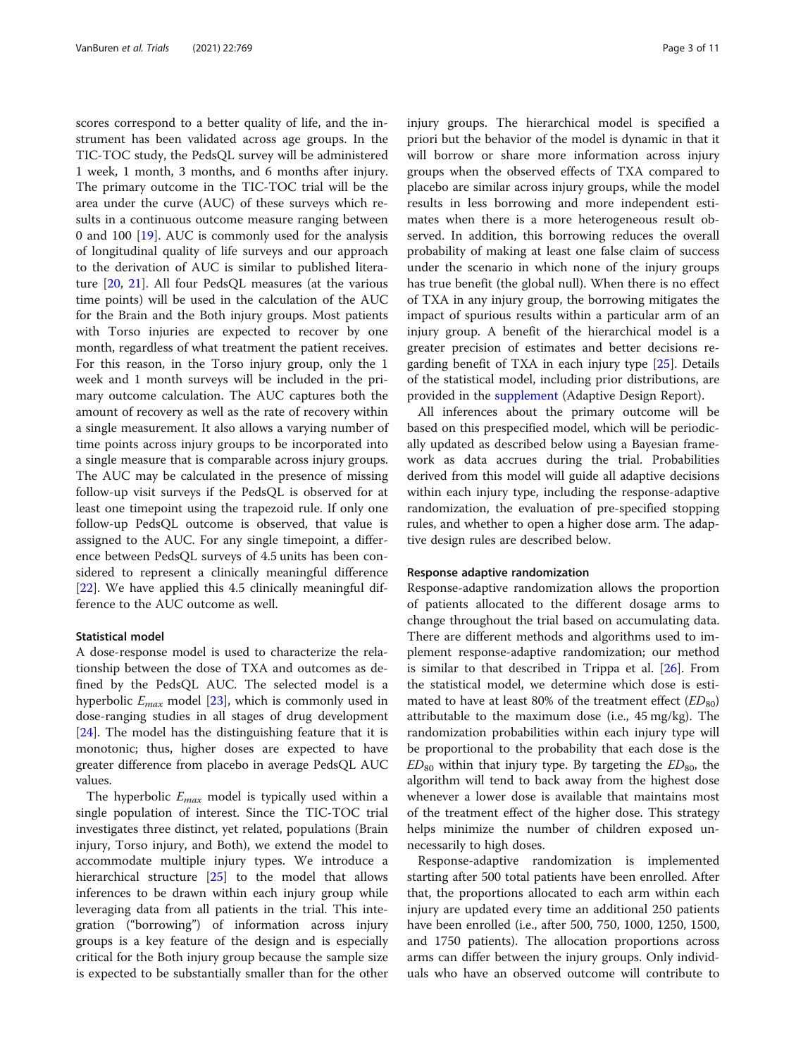scores correspond to a better quality of life, and the instrument has been validated across age groups. In the TIC-TOC study, the PedsQL survey will be administered 1 week, 1 month, 3 months, and 6 months after injury. The primary outcome in the TIC-TOC trial will be the area under the curve (AUC) of these surveys which results in a continuous outcome measure ranging between 0 and 100 [19]. AUC is commonly used for the analysis of longitudinal quality of life surveys and our approach to the derivation of AUC is similar to published literature [20, 21]. All four PedsQL measures (at the various time points) will be used in the calculation of the AUC for the Brain and the Both injury groups. Most patients with Torso injuries are expected to recover by one month, regardless of what treatment the patient receives. For this reason, in the Torso injury group, only the 1 week and 1 month surveys will be included in the primary outcome calculation. The AUC captures both the amount of recovery as well as the rate of recovery within a single measurement. It also allows a varying number of time points across injury groups to be incorporated into a single measure that is comparable across injury groups. The AUC may be calculated in the presence of missing follow-up visit surveys if the PedsQL is observed for at least one timepoint using the trapezoid rule. If only one follow-up PedsQL outcome is observed, that value is assigned to the AUC. For any single timepoint, a difference between PedsQL surveys of 4.5 units has been considered to represent a clinically meaningful difference [22]. We have applied this 4.5 clinically meaningful difference to the AUC outcome as well.

### Statistical model

A dose-response model is used to characterize the relationship between the dose of TXA and outcomes as defined by the PedsQL AUC. The selected model is a hyperbolic $E_{max}$ model [23], which is commonly used in dose-ranging studies in all stages of drug development [24]. The model has the distinguishing feature that it is monotonic; thus, higher doses are expected to have greater difference from placebo in average PedsQL AUC values.

The hyperbolic $E_{max}$ model is typically used within a single population of interest. Since the TIC-TOC trial investigates three distinct, yet related, populations (Brain injury, Torso injury, and Both), we extend the model to accommodate multiple injury types. We introduce a hierarchical structure [25] to the model that allows inferences to be drawn within each injury group while leveraging data from all patients in the trial. This integration ("borrowing") of information across injury groups is a key feature of the design and is especially critical for the Both injury group because the sample size is expected to be substantially smaller than for the other injury groups. The hierarchical model is specified a priori but the behavior of the model is dynamic in that it will borrow or share more information across injury groups when the observed effects of TXA compared to placebo are similar across injury groups, while the model results in less borrowing and more independent estimates when there is a more heterogeneous result observed. In addition, this borrowing reduces the overall probability of making at least one false claim of success under the scenario in which none of the injury groups has true benefit (the global null). When there is no effect of TXA in any injury group, the borrowing mitigates the impact of spurious results within a particular arm of an injury group. A benefit of the hierarchical model is a greater precision of estimates and better decisions regarding benefit of TXA in each injury type [25]. Details of the statistical model, including prior distributions, are provided in the supplement (Adaptive Design Report).

All inferences about the primary outcome will be based on this prespecified model, which will be periodically updated as described below using a Bayesian framework as data accrues during the trial. Probabilities derived from this model will guide all adaptive decisions within each injury type, including the response-adaptive randomization, the evaluation of pre-specified stopping rules, and whether to open a higher dose arm. The adaptive design rules are described below.

### Response adaptive randomization

Response-adaptive randomization allows the proportion of patients allocated to the different dosage arms to change throughout the trial based on accumulating data. There are different methods and algorithms used to implement response-adaptive randomization; our method is similar to that described in Trippa et al. [26]. From the statistical model, we determine which dose is estimated to have at least 80% of the treatment effect ($ED_{80}$) attributable to the maximum dose (i.e., 45 mg/kg). The randomization probabilities within each injury type will be proportional to the probability that each dose is the $ED_{80}$ within that injury type. By targeting the $ED_{80}$, the algorithm will tend to back away from the highest dose whenever a lower dose is available that maintains most of the treatment effect of the higher dose. This strategy helps minimize the number of children exposed unnecessarily to high doses.

Response-adaptive randomization is implemented starting after 500 total patients have been enrolled. After that, the proportions allocated to each arm within each injury are updated every time an additional 250 patients have been enrolled (i.e., after 500, 750, 1000, 1250, 1500, and 1750 patients). The allocation proportions across arms can differ between the injury groups. Only individuals who have an observed outcome will contribute to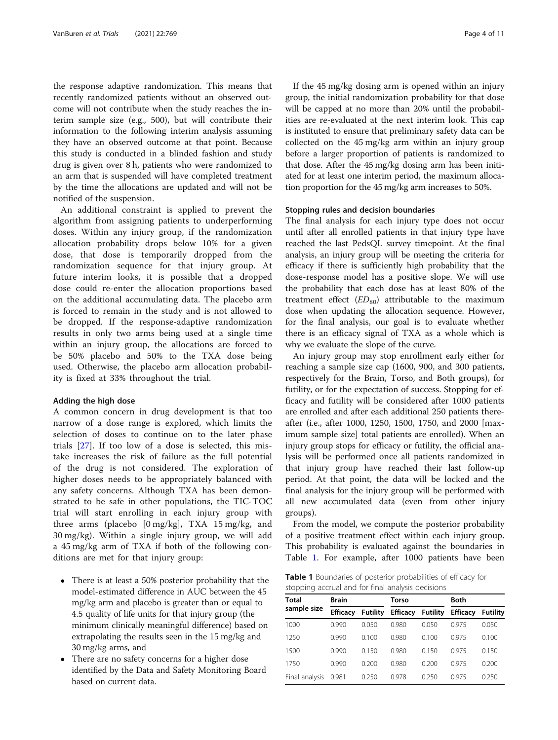the response adaptive randomization. This means that recently randomized patients without an observed outcome will not contribute when the study reaches the interim sample size (e.g., 500), but will contribute their information to the following interim analysis assuming they have an observed outcome at that point. Because this study is conducted in a blinded fashion and study drug is given over 8 h, patients who were randomized to an arm that is suspended will have completed treatment by the time the allocations are updated and will not be notified of the suspension.

An additional constraint is applied to prevent the algorithm from assigning patients to underperforming doses. Within any injury group, if the randomization allocation probability drops below 10% for a given dose, that dose is temporarily dropped from the randomization sequence for that injury group. At future interim looks, it is possible that a dropped dose could re-enter the allocation proportions based on the additional accumulating data. The placebo arm is forced to remain in the study and is not allowed to be dropped. If the response-adaptive randomization results in only two arms being used at a single time within an injury group, the allocations are forced to be 50% placebo and 50% to the TXA dose being used. Otherwise, the placebo arm allocation probability is fixed at 33% throughout the trial.

### Adding the high dose

A common concern in drug development is that too narrow of a dose range is explored, which limits the selection of doses to continue on to the later phase trials [27]. If too low of a dose is selected, this mistake increases the risk of failure as the full potential of the drug is not considered. The exploration of higher doses needs to be appropriately balanced with any safety concerns. Although TXA has been demonstrated to be safe in other populations, the TIC-TOC trial will start enrolling in each injury group with three arms (placebo [0 mg/kg], TXA 15 mg/kg, and 30 mg/kg). Within a single injury group, we will add a 45 mg/kg arm of TXA if both of the following conditions are met for that injury group:

- There is at least a 50% posterior probability that the model-estimated difference in AUC between the 45 mg/kg arm and placebo is greater than or equal to 4.5 quality of life units for that injury group (the minimum clinically meaningful difference) based on extrapolating the results seen in the 15 mg/kg and 30 mg/kg arms, and
- There are no safety concerns for a higher dose identified by the Data and Safety Monitoring Board based on current data.

If the 45 mg/kg dosing arm is opened within an injury group, the initial randomization probability for that dose will be capped at no more than 20% until the probabilities are re-evaluated at the next interim look. This cap is instituted to ensure that preliminary safety data can be collected on the 45 mg/kg arm within an injury group before a larger proportion of patients is randomized to that dose. After the 45 mg/kg dosing arm has been initiated for at least one interim period, the maximum allocation proportion for the 45 mg/kg arm increases to 50%.

### Stopping rules and decision boundaries

The final analysis for each injury type does not occur until after all enrolled patients in that injury type have reached the last PedsQL survey timepoint. At the final analysis, an injury group will be meeting the criteria for efficacy if there is sufficiently high probability that the dose-response model has a positive slope. We will use the probability that each dose has at least 80% of the treatment effect ($ED_{80}$) attributable to the maximum dose when updating the allocation sequence. However, for the final analysis, our goal is to evaluate whether there is an efficacy signal of TXA as a whole which is why we evaluate the slope of the curve.

An injury group may stop enrollment early either for reaching a sample size cap (1600, 900, and 300 patients, respectively for the Brain, Torso, and Both groups), for futility, or for the expectation of success. Stopping for efficacy and futility will be considered after 1000 patients are enrolled and after each additional 250 patients thereafter (i.e., after 1000, 1250, 1500, 1750, and 2000 [maximum sample size] total patients are enrolled). When an injury group stops for efficacy or futility, the official analysis will be performed once all patients randomized in that injury group have reached their last follow-up period. At that point, the data will be locked and the final analysis for the injury group will be performed with all new accumulated data (even from other injury groups).

From the model, we compute the posterior probability of a positive treatment effect within each injury group. This probability is evaluated against the boundaries in Table 1. For example, after 1000 patients have been

**Table 1** Boundaries of posterior probabilities of efficacy for stopping accrual and for final analysis decisions

| Total sample size | Brain | | Torso | | Both | |
|---|---|---|---|---|---|---|
| | Efficacy | Futility | Efficacy | Futility | Efficacy | Futility |
| 1000 | 0.990 | 0.050 | 0.980 | 0.050 | 0.975 | 0.050 |
| 1250 | 0.990 | 0.100 | 0.980 | 0.100 | 0.975 | 0.100 |
| 1500 | 0.990 | 0.150 | 0.980 | 0.150 | 0.975 | 0.150 |
| 1750 | 0.990 | 0.200 | 0.980 | 0.200 | 0.975 | 0.200 |
| Final analysis | 0.981 | 0.250 | 0.978 | 0.250 | 0.975 | 0.250 |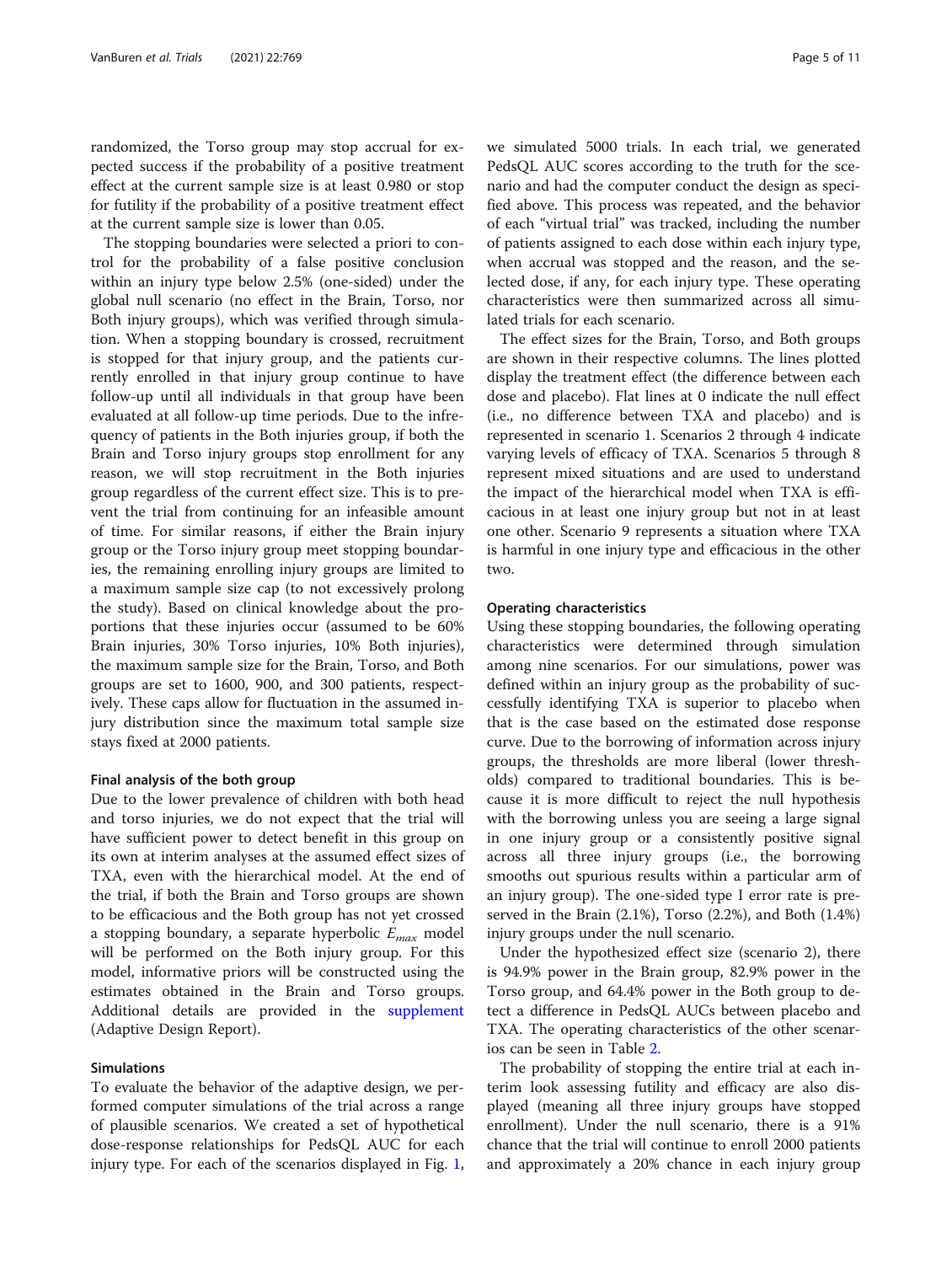randomized, the Torso group may stop accrual for expected success if the probability of a positive treatment effect at the current sample size is at least 0.980 or stop for futility if the probability of a positive treatment effect at the current sample size is lower than 0.05.

The stopping boundaries were selected a priori to control for the probability of a false positive conclusion within an injury type below 2.5% (one-sided) under the global null scenario (no effect in the Brain, Torso, nor Both injury groups), which was verified through simulation. When a stopping boundary is crossed, recruitment is stopped for that injury group, and the patients currently enrolled in that injury group continue to have follow-up until all individuals in that group have been evaluated at all follow-up time periods. Due to the infrequency of patients in the Both injuries group, if both the Brain and Torso injury groups stop enrollment for any reason, we will stop recruitment in the Both injuries group regardless of the current effect size. This is to prevent the trial from continuing for an infeasible amount of time. For similar reasons, if either the Brain injury group or the Torso injury group meet stopping boundaries, the remaining enrolling injury groups are limited to a maximum sample size cap (to not excessively prolong the study). Based on clinical knowledge about the proportions that these injuries occur (assumed to be 60% Brain injuries, 30% Torso injuries, 10% Both injuries), the maximum sample size for the Brain, Torso, and Both groups are set to 1600, 900, and 300 patients, respectively. These caps allow for fluctuation in the assumed injury distribution since the maximum total sample size stays fixed at 2000 patients.

#### Final analysis of the both group

Due to the lower prevalence of children with both head and torso injuries, we do not expect that the trial will have sufficient power to detect benefit in this group on its own at interim analyses at the assumed effect sizes of TXA, even with the hierarchical model. At the end of the trial, if both the Brain and Torso groups are shown to be efficacious and the Both group has not yet crossed a stopping boundary, a separate hyperbolic $E_{max}$ model will be performed on the Both injury group. For this model, informative priors will be constructed using the estimates obtained in the Brain and Torso groups. Additional details are provided in the supplement (Adaptive Design Report).

#### Simulations

To evaluate the behavior of the adaptive design, we performed computer simulations of the trial across a range of plausible scenarios. We created a set of hypothetical dose-response relationships for PedsQL AUC for each injury type. For each of the scenarios displayed in Fig. 1, we simulated 5000 trials. In each trial, we generated PedsQL AUC scores according to the truth for the scenario and had the computer conduct the design as specified above. This process was repeated, and the behavior of each "virtual trial" was tracked, including the number of patients assigned to each dose within each injury type, when accrual was stopped and the reason, and the selected dose, if any, for each injury type. These operating characteristics were then summarized across all simulated trials for each scenario.

The effect sizes for the Brain, Torso, and Both groups are shown in their respective columns. The lines plotted display the treatment effect (the difference between each dose and placebo). Flat lines at 0 indicate the null effect (i.e., no difference between TXA and placebo) and is represented in scenario 1. Scenarios 2 through 4 indicate varying levels of efficacy of TXA. Scenarios 5 through 8 represent mixed situations and are used to understand the impact of the hierarchical model when TXA is efficacious in at least one injury group but not in at least one other. Scenario 9 represents a situation where TXA is harmful in one injury type and efficacious in the other two.

#### Operating characteristics

Using these stopping boundaries, the following operating characteristics were determined through simulation among nine scenarios. For our simulations, power was defined within an injury group as the probability of successfully identifying TXA is superior to placebo when that is the case based on the estimated dose response curve. Due to the borrowing of information across injury groups, the thresholds are more liberal (lower thresholds) compared to traditional boundaries. This is because it is more difficult to reject the null hypothesis with the borrowing unless you are seeing a large signal in one injury group or a consistently positive signal across all three injury groups (i.e., the borrowing smooths out spurious results within a particular arm of an injury group). The one-sided type I error rate is preserved in the Brain (2.1%), Torso (2.2%), and Both (1.4%) injury groups under the null scenario.

Under the hypothesized effect size (scenario 2), there is 94.9% power in the Brain group, 82.9% power in the Torso group, and 64.4% power in the Both group to detect a difference in PedsQL AUCs between placebo and TXA. The operating characteristics of the other scenarios can be seen in Table 2.

The probability of stopping the entire trial at each interim look assessing futility and efficacy are also displayed (meaning all three injury groups have stopped enrollment). Under the null scenario, there is a 91% chance that the trial will continue to enroll 2000 patients and approximately a 20% chance in each injury group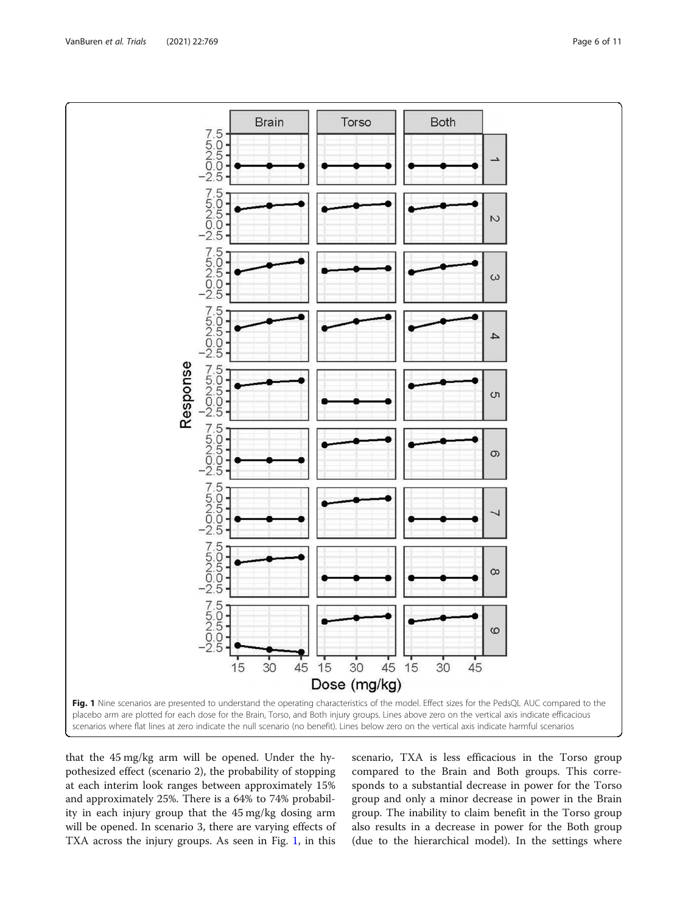Fig. 1 Nine scenarios are presented to understand the operating characteristics of the model. Effect sizes for the PedsQL AUC compared to the placebo arm are plotted for each dose for the Brain, Torso, and Both injury groups. Lines above zero on the vertical axis indicate efficacious scenarios where flat lines at zero indicate the null scenario (no benefit). Lines below zero on the vertical axis indicate harmful scenarios

that the 45 mg/kg arm will be opened. Under the hypothesized effect (scenario 2), the probability of stopping at each interim look ranges between approximately 15% and approximately 25%. There is a 64% to 74% probability in each injury group that the 45 mg/kg dosing arm will be opened. In scenario 3, there are varying effects of TXA across the injury groups. As seen in Fig. 1, in this scenario, TXA is less efficacious in the Torso group compared to the Brain and Both groups. This corresponds to a substantial decrease in power for the Torso group and only a minor decrease in power in the Brain group. The inability to claim benefit in the Torso group also results in a decrease in power for the Both group (due to the hierarchical model). In the settings where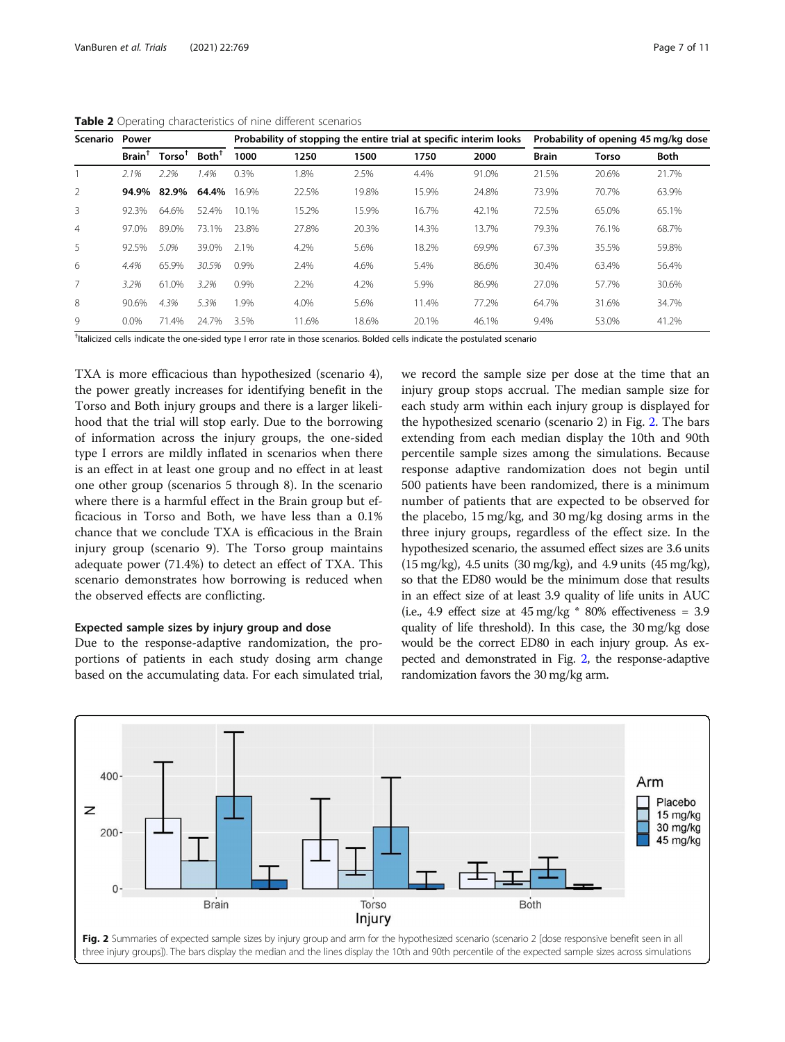**Table 2** Operating characteristics of nine different scenarios

| Scenario | Power | | | Probability of stopping the entire trial at specific interim looks | | | | | Probability of opening 45 mg/kg dose | | |
|---|---|---|---|---|---|---|---|---|---|---|---|
| | Brain[†] | Torso[†] | Both[†] | 1000 | 1250 | 1500 | 1750 | 2000 | Brain | Torso | Both |
| 1 | *2.1%* | *2.2%* | *1.4%* | 0.3% | 1.8% | 2.5% | 4.4% | 91.0% | 21.5% | 20.6% | 21.7% |
| 2 | **94.9%** | **82.9%** | **64.4%** | 16.9% | 22.5% | 19.8% | 15.9% | 24.8% | 73.9% | 70.7% | 63.9% |
| 3 | 92.3% | 64.6% | 52.4% | 10.1% | 15.2% | 15.9% | 16.7% | 42.1% | 72.5% | 65.0% | 65.1% |
| 4 | 97.0% | 89.0% | 73.1% | 23.8% | 27.8% | 20.3% | 14.3% | 13.7% | 79.3% | 76.1% | 68.7% |
| 5 | 92.5% | *5.0%* | 39.0% | 2.1% | 4.2% | 5.6% | 18.2% | 69.9% | 67.3% | 35.5% | 59.8% |
| 6 | *4.4%* | 65.9% | *30.5%* | 0.9% | 2.4% | 4.6% | 5.4% | 86.6% | 30.4% | 63.4% | 56.4% |
| 7 | *3.2%* | 61.0% | *3.2%* | 0.9% | 2.2% | 4.2% | 5.9% | 86.9% | 27.0% | 57.7% | 30.6% |
| 8 | 90.6% | *4.3%* | *5.3%* | 1.9% | 4.0% | 5.6% | 11.4% | 77.2% | 64.7% | 31.6% | 34.7% |
| 9 | 0.0% | 71.4% | 24.7% | 3.5% | 11.6% | 18.6% | 20.1% | 46.1% | 9.4% | 53.0% | 41.2% |

[†]Italicized cells indicate the one-sided type I error rate in those scenarios. Bolded cells indicate the postulated scenario

TXA is more efficacious than hypothesized (scenario 4), the power greatly increases for identifying benefit in the Torso and Both injury groups and there is a larger likelihood that the trial will stop early. Due to the borrowing of information across the injury groups, the one-sided type I errors are mildly inflated in scenarios when there is an effect in at least one group and no effect in at least one other group (scenarios 5 through 8). In the scenario where there is a harmful effect in the Brain group but efficacious in Torso and Both, we have less than a 0.1% chance that we conclude TXA is efficacious in the Brain injury group (scenario 9). The Torso group maintains adequate power (71.4%) to detect an effect of TXA. This scenario demonstrates how borrowing is reduced when the observed effects are conflicting.

### Expected sample sizes by injury group and dose

Due to the response-adaptive randomization, the proportions of patients in each study dosing arm change based on the accumulating data. For each simulated trial, we record the sample size per dose at the time that an injury group stops accrual. The median sample size for each study arm within each injury group is displayed for the hypothesized scenario (scenario 2) in Fig. 2. The bars extending from each median display the 10th and 90th percentile sample sizes among the simulations. Because response adaptive randomization does not begin until 500 patients have been randomized, there is a minimum number of patients that are expected to be observed for the placebo, 15 mg/kg, and 30 mg/kg dosing arms in the three injury groups, regardless of the effect size. In the hypothesized scenario, the assumed effect sizes are 3.6 units (15 mg/kg), 4.5 units (30 mg/kg), and 4.9 units (45 mg/kg), so that the ED80 would be the minimum dose that results in an effect size of at least 3.9 quality of life units in AUC (i.e., 4.9 effect size at 45 mg/kg * 80% effectiveness = 3.9 quality of life threshold). In this case, the 30 mg/kg dose would be the correct ED80 in each injury group. As expected and demonstrated in Fig. 2, the response-adaptive randomization favors the 30 mg/kg arm.

**Fig. 2** Summaries of expected sample sizes by injury group and arm for the hypothesized scenario (scenario 2 [dose responsive benefit seen in all three injury groups]). The bars display the median and the lines display the 10th and 90th percentile of the expected sample sizes across simulations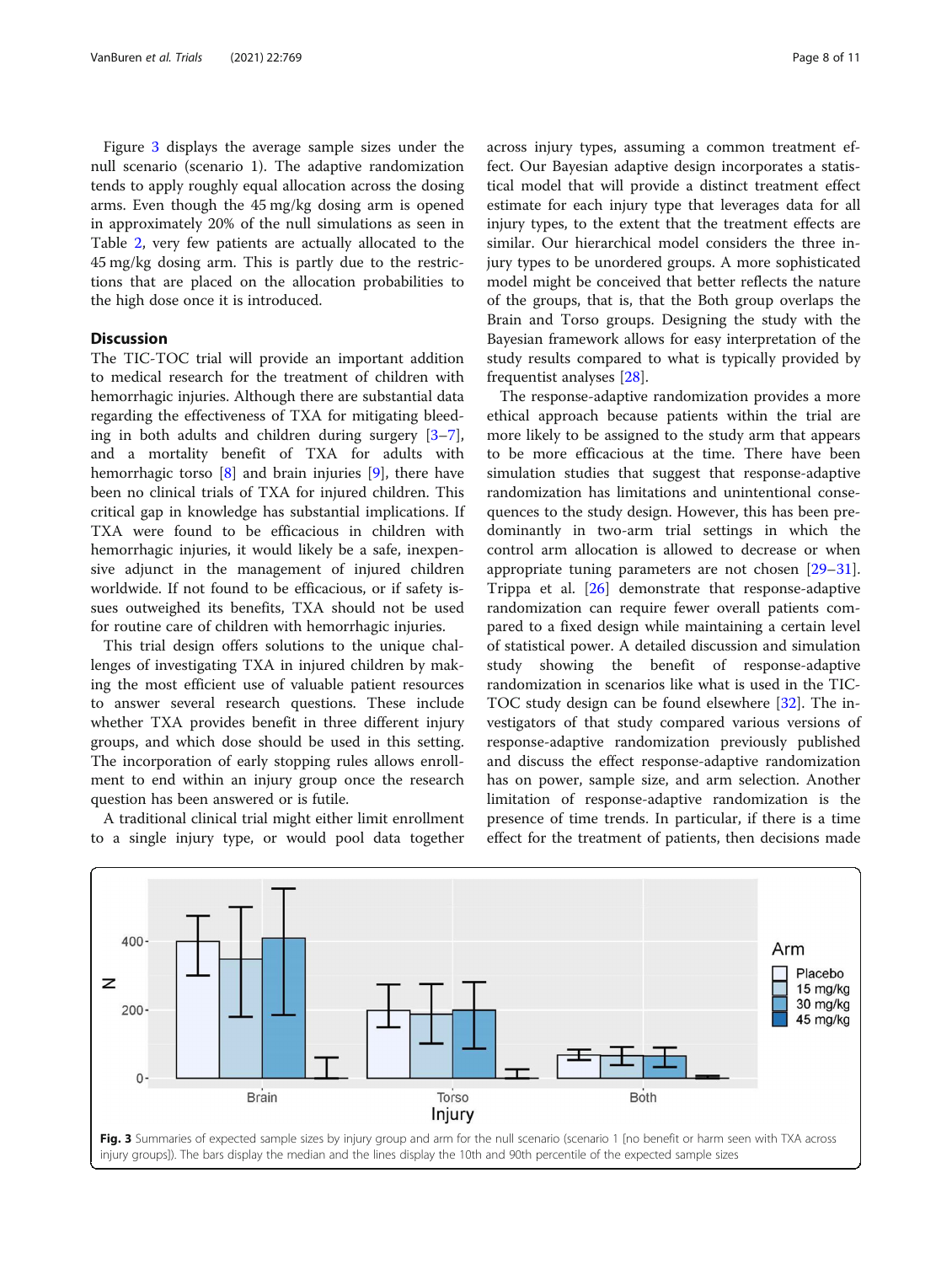Figure 3 displays the average sample sizes under the null scenario (scenario 1). The adaptive randomization tends to apply roughly equal allocation across the dosing arms. Even though the 45 mg/kg dosing arm is opened in approximately 20% of the null simulations as seen in Table 2, very few patients are actually allocated to the 45 mg/kg dosing arm. This is partly due to the restrictions that are placed on the allocation probabilities to the high dose once it is introduced.

## Discussion

The TIC-TOC trial will provide an important addition to medical research for the treatment of children with hemorrhagic injuries. Although there are substantial data regarding the effectiveness of TXA for mitigating bleeding in both adults and children during surgery [3–7], and a mortality benefit of TXA for adults with hemorrhagic torso [8] and brain injuries [9], there have been no clinical trials of TXA for injured children. This critical gap in knowledge has substantial implications. If TXA were found to be efficacious in children with hemorrhagic injuries, it would likely be a safe, inexpensive adjunct in the management of injured children worldwide. If not found to be efficacious, or if safety issues outweighed its benefits, TXA should not be used for routine care of children with hemorrhagic injuries.

This trial design offers solutions to the unique challenges of investigating TXA in injured children by making the most efficient use of valuable patient resources to answer several research questions. These include whether TXA provides benefit in three different injury groups, and which dose should be used in this setting. The incorporation of early stopping rules allows enrollment to end within an injury group once the research question has been answered or is futile.

A traditional clinical trial might either limit enrollment to a single injury type, or would pool data together across injury types, assuming a common treatment effect. Our Bayesian adaptive design incorporates a statistical model that will provide a distinct treatment effect estimate for each injury type that leverages data for all injury types, to the extent that the treatment effects are similar. Our hierarchical model considers the three injury types to be unordered groups. A more sophisticated model might be conceived that better reflects the nature of the groups, that is, that the Both group overlaps the Brain and Torso groups. Designing the study with the Bayesian framework allows for easy interpretation of the study results compared to what is typically provided by frequentist analyses [28].

The response-adaptive randomization provides a more ethical approach because patients within the trial are more likely to be assigned to the study arm that appears to be more efficacious at the time. There have been simulation studies that suggest that response-adaptive randomization has limitations and unintentional consequences to the study design. However, this has been predominantly in two-arm trial settings in which the control arm allocation is allowed to decrease or when appropriate tuning parameters are not chosen [29–31]. Trippa et al. [26] demonstrate that response-adaptive randomization can require fewer overall patients compared to a fixed design while maintaining a certain level of statistical power. A detailed discussion and simulation study showing the benefit of response-adaptive randomization in scenarios like what is used in the TIC-TOC study design can be found elsewhere [32]. The investigators of that study compared various versions of response-adaptive randomization previously published and discuss the effect response-adaptive randomization has on power, sample size, and arm selection. Another limitation of response-adaptive randomization is the presence of time trends. In particular, if there is a time effect for the treatment of patients, then decisions made

**Fig. 3** Summaries of expected sample sizes by injury group and arm for the null scenario (scenario 1 [no benefit or harm seen with TXA across injury groups]). The bars display the median and the lines display the 10th and 90th percentile of the expected sample sizes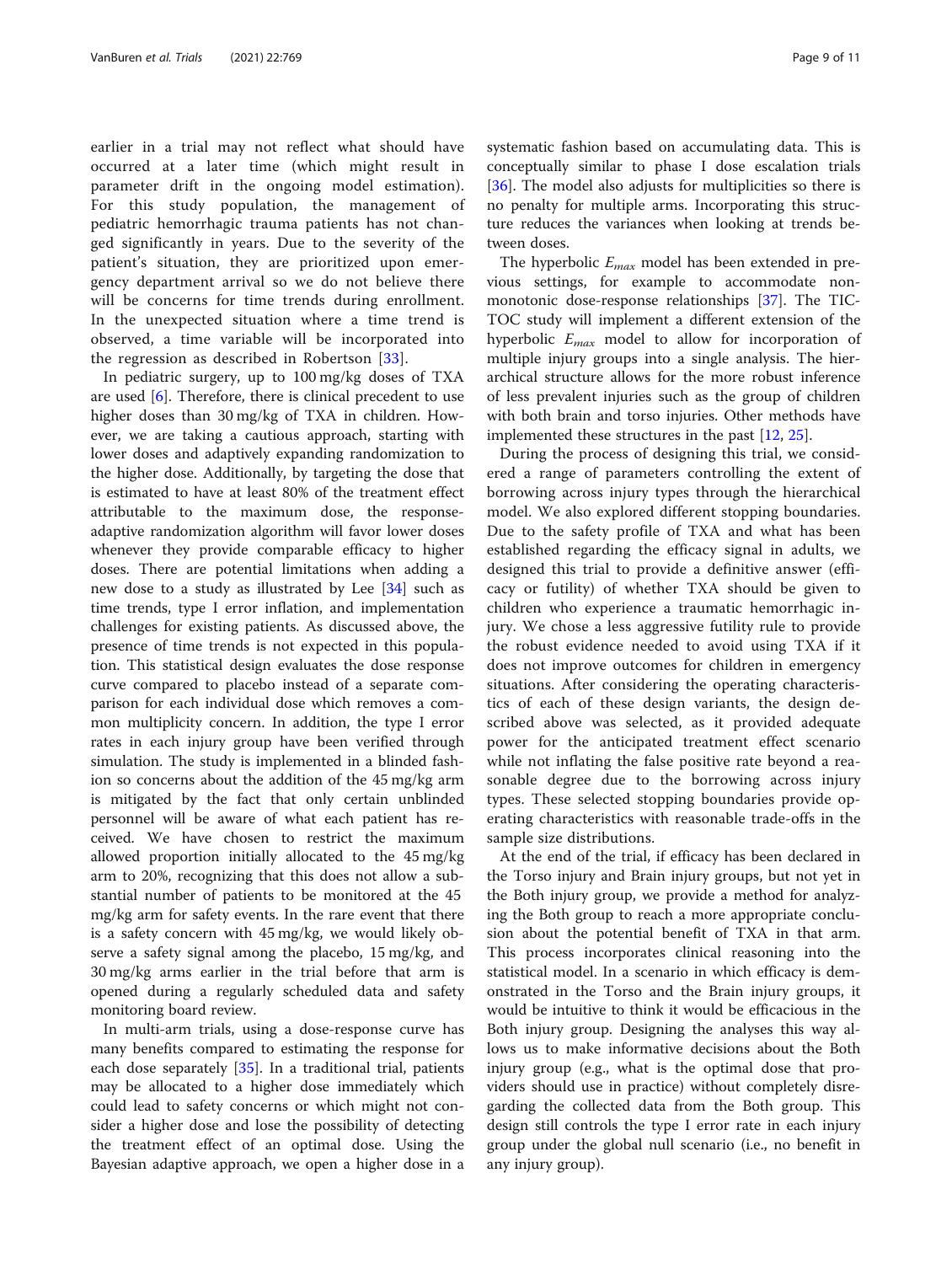earlier in a trial may not reflect what should have occurred at a later time (which might result in parameter drift in the ongoing model estimation). For this study population, the management of pediatric hemorrhagic trauma patients has not changed significantly in years. Due to the severity of the patient's situation, they are prioritized upon emergency department arrival so we do not believe there will be concerns for time trends during enrollment. In the unexpected situation where a time trend is observed, a time variable will be incorporated into the regression as described in Robertson [33].

In pediatric surgery, up to 100 mg/kg doses of TXA are used [6]. Therefore, there is clinical precedent to use higher doses than 30 mg/kg of TXA in children. However, we are taking a cautious approach, starting with lower doses and adaptively expanding randomization to the higher dose. Additionally, by targeting the dose that is estimated to have at least 80% of the treatment effect attributable to the maximum dose, the response-adaptive randomization algorithm will favor lower doses whenever they provide comparable efficacy to higher doses. There are potential limitations when adding a new dose to a study as illustrated by Lee [34] such as time trends, type I error inflation, and implementation challenges for existing patients. As discussed above, the presence of time trends is not expected in this population. This statistical design evaluates the dose response curve compared to placebo instead of a separate comparison for each individual dose which removes a common multiplicity concern. In addition, the type I error rates in each injury group have been verified through simulation. The study is implemented in a blinded fashion so concerns about the addition of the 45 mg/kg arm is mitigated by the fact that only certain unblinded personnel will be aware of what each patient has received. We have chosen to restrict the maximum allowed proportion initially allocated to the 45 mg/kg arm to 20%, recognizing that this does not allow a substantial number of patients to be monitored at the 45 mg/kg arm for safety events. In the rare event that there is a safety concern with 45 mg/kg, we would likely observe a safety signal among the placebo, 15 mg/kg, and 30 mg/kg arms earlier in the trial before that arm is opened during a regularly scheduled data and safety monitoring board review.

In multi-arm trials, using a dose-response curve has many benefits compared to estimating the response for each dose separately [35]. In a traditional trial, patients may be allocated to a higher dose immediately which could lead to safety concerns or which might not consider a higher dose and lose the possibility of detecting the treatment effect of an optimal dose. Using the Bayesian adaptive approach, we open a higher dose in a systematic fashion based on accumulating data. This is conceptually similar to phase I dose escalation trials [36]. The model also adjusts for multiplicities so there is no penalty for multiple arms. Incorporating this structure reduces the variances when looking at trends between doses.

The hyperbolic $E_{max}$ model has been extended in previous settings, for example to accommodate non-monotonic dose-response relationships [37]. The TIC-TOC study will implement a different extension of the hyperbolic $E_{max}$ model to allow for incorporation of multiple injury groups into a single analysis. The hierarchical structure allows for the more robust inference of less prevalent injuries such as the group of children with both brain and torso injuries. Other methods have implemented these structures in the past [12, 25].

During the process of designing this trial, we considered a range of parameters controlling the extent of borrowing across injury types through the hierarchical model. We also explored different stopping boundaries. Due to the safety profile of TXA and what has been established regarding the efficacy signal in adults, we designed this trial to provide a definitive answer (efficacy or futility) of whether TXA should be given to children who experience a traumatic hemorrhagic injury. We chose a less aggressive futility rule to provide the robust evidence needed to avoid using TXA if it does not improve outcomes for children in emergency situations. After considering the operating characteristics of each of these design variants, the design described above was selected, as it provided adequate power for the anticipated treatment effect scenario while not inflating the false positive rate beyond a reasonable degree due to the borrowing across injury types. These selected stopping boundaries provide operating characteristics with reasonable trade-offs in the sample size distributions.

At the end of the trial, if efficacy has been declared in the Torso injury and Brain injury groups, but not yet in the Both injury group, we provide a method for analyzing the Both group to reach a more appropriate conclusion about the potential benefit of TXA in that arm. This process incorporates clinical reasoning into the statistical model. In a scenario in which efficacy is demonstrated in the Torso and the Brain injury groups, it would be intuitive to think it would be efficacious in the Both injury group. Designing the analyses this way allows us to make informative decisions about the Both injury group (e.g., what is the optimal dose that providers should use in practice) without completely disregarding the collected data from the Both group. This design still controls the type I error rate in each injury group under the global null scenario (i.e., no benefit in any injury group).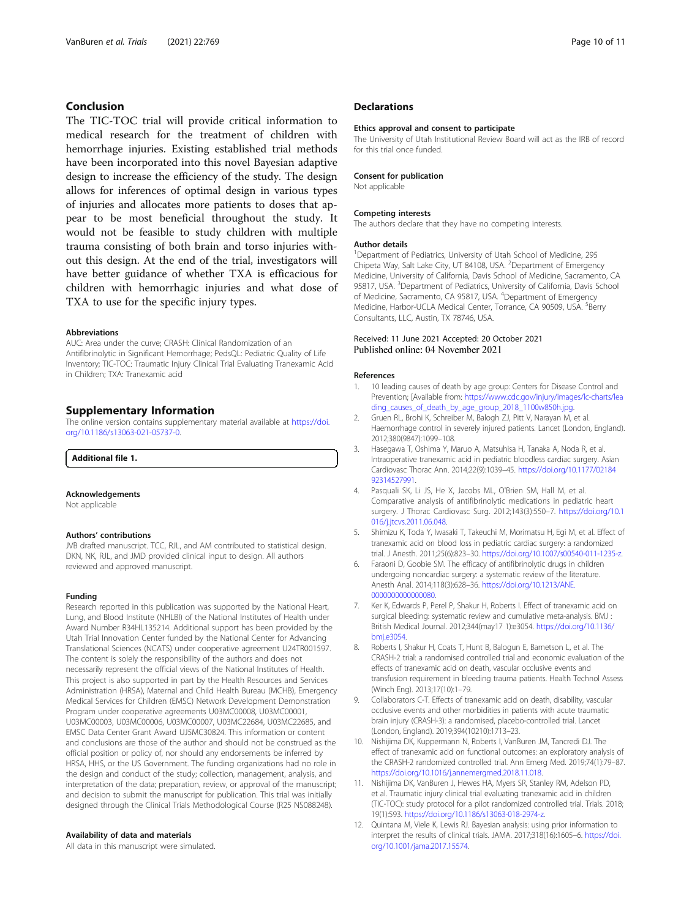## Conclusion

The TIC-TOC trial will provide critical information to medical research for the treatment of children with hemorrhage injuries. Existing established trial methods have been incorporated into this novel Bayesian adaptive design to increase the efficiency of the study. The design allows for inferences of optimal design in various types of injuries and allocates more patients to doses that appear to be most beneficial throughout the study. It would not be feasible to study children with multiple trauma consisting of both brain and torso injuries without this design. At the end of the trial, investigators will have better guidance of whether TXA is efficacious for children with hemorrhagic injuries and what dose of TXA to use for the specific injury types.

#### Abbreviations

AUC: Area under the curve; CRASH: Clinical Randomization of an Antifibrinolytic in Significant Hemorrhage; PedsQL: Pediatric Quality of Life Inventory; TIC-TOC: Traumatic Injury Clinical Trial Evaluating Tranexamic Acid in Children; TXA: Tranexamic acid

## Supplementary Information

The online version contains supplementary material available at https://doi.org/10.1186/s13063-021-05737-0.

**Additional file 1.**

#### Acknowledgements

Not applicable

#### Authors' contributions

JVB drafted manuscript. TCC, RJL, and AM contributed to statistical design. DKN, NK, RJL, and JMD provided clinical input to design. All authors reviewed and approved manuscript.

#### Funding

Research reported in this publication was supported by the National Heart, Lung, and Blood Institute (NHLBI) of the National Institutes of Health under Award Number R34HL135214. Additional support has been provided by the Utah Trial Innovation Center funded by the National Center for Advancing Translational Sciences (NCATS) under cooperative agreement U24TR001597. The content is solely the responsibility of the authors and does not necessarily represent the official views of the National Institutes of Health. This project is also supported in part by the Health Resources and Services Administration (HRSA), Maternal and Child Health Bureau (MCHB), Emergency Medical Services for Children (EMSC) Network Development Demonstration Program under cooperative agreements U03MC00008, U03MC00001, U03MC00003, U03MC00006, U03MC00007, U03MC22684, U03MC22685, and EMSC Data Center Grant Award UJ5MC30824. This information or content and conclusions are those of the author and should not be construed as the official position or policy of, nor should any endorsements be inferred by HRSA, HHS, or the US Government. The funding organizations had no role in the design and conduct of the study; collection, management, analysis, and interpretation of the data; preparation, review, or approval of the manuscript; and decision to submit the manuscript for publication. This trial was initially designed through the Clinical Trials Methodological Course (R25 NS088248).

#### Availability of data and materials

All data in this manuscript were simulated.

## Declarations

#### Ethics approval and consent to participate

The University of Utah Institutional Review Board will act as the IRB of record for this trial once funded.

#### Consent for publication

Not applicable

#### Competing interests

The authors declare that they have no competing interests.

#### Author details

[1]Department of Pediatrics, University of Utah School of Medicine, 295 Chipeta Way, Salt Lake City, UT 84108, USA. [2]Department of Emergency Medicine, University of California, Davis School of Medicine, Sacramento, CA 95817, USA. [3]Department of Pediatrics, University of California, Davis School of Medicine, Sacramento, CA 95817, USA. [4]Department of Emergency Medicine, Harbor-UCLA Medical Center, Torrance, CA 90509, USA. [5]Berry Consultants, LLC, Austin, TX 78746, USA.

Received: 11 June 2021 Accepted: 20 October 2021
Published online: 04 November 2021

#### References

1. 10 leading causes of death by age group: Centers for Disease Control and Prevention; [Available from: https://www.cdc.gov/injury/images/lc-charts/leading_causes_of_death_by_age_group_2018_1100w850h.jpg.
2. Gruen RL, Brohi K, Schreiber M, Balogh ZJ, Pitt V, Narayan M, et al. Haemorrhage control in severely injured patients. Lancet (London, England). 2012;380(9847):1099–108.
3. Hasegawa T, Oshima Y, Maruo A, Matsuhisa H, Tanaka A, Noda R, et al. Intraoperative tranexamic acid in pediatric bloodless cardiac surgery. Asian Cardiovasc Thorac Ann. 2014;22(9):1039–45. https://doi.org/10.1177/0218492314527991.
4. Pasquali SK, Li JS, He X, Jacobs ML, O'Brien SM, Hall M, et al. Comparative analysis of antifibrinolytic medications in pediatric heart surgery. J Thorac Cardiovasc Surg. 2012;143(3):550–7. https://doi.org/10.1016/j.jtcvs.2011.06.048.
5. Shimizu K, Toda Y, Iwasaki T, Takeuchi M, Morimatsu H, Egi M, et al. Effect of tranexamic acid on blood loss in pediatric cardiac surgery: a randomized trial. J Anesth. 2011;25(6):823–30. https://doi.org/10.1007/s00540-011-1235-z.
6. Faraoni D, Goobie SM. The efficacy of antifibrinolytic drugs in children undergoing noncardiac surgery: a systematic review of the literature. Anesth Anal. 2014;118(3):628–36. https://doi.org/10.1213/ANE.0000000000000080.
7. Ker K, Edwards P, Perel P, Shakur H, Roberts I. Effect of tranexamic acid on surgical bleeding: systematic review and cumulative meta-analysis. BMJ : British Medical Journal. 2012;344(may17 1):e3054. https://doi.org/10.1136/bmj.e3054.
8. Roberts I, Shakur H, Coats T, Hunt B, Balogun E, Barnetson L, et al. The CRASH-2 trial: a randomised controlled trial and economic evaluation of the effects of tranexamic acid on death, vascular occlusive events and transfusion requirement in bleeding trauma patients. Health Technol Assess (Winch Eng). 2013;17(10):1–79.
9. Collaborators C-T. Effects of tranexamic acid on death, disability, vascular occlusive events and other morbidities in patients with acute traumatic brain injury (CRASH-3): a randomised, placebo-controlled trial. Lancet (London, England). 2019;394(10210):1713–23.
10. Nishijima DK, Kuppermann N, Roberts I, VanBuren JM, Tancredi DJ. The effect of tranexamic acid on functional outcomes: an exploratory analysis of the CRASH-2 randomized controlled trial. Ann Emerg Med. 2019;74(1):79–87. https://doi.org/10.1016/j.annemergmed.2018.11.018.
11. Nishijima DK, VanBuren J, Hewes HA, Myers SR, Stanley RM, Adelson PD, et al. Traumatic injury clinical trial evaluating tranexamic acid in children (TIC-TOC): study protocol for a pilot randomized controlled trial. Trials. 2018; 19(1):593. https://doi.org/10.1186/s13063-018-2974-z.
12. Quintana M, Viele K, Lewis RJ. Bayesian analysis: using prior information to interpret the results of clinical trials. JAMA. 2017;318(16):1605–6. https://doi.org/10.1001/jama.2017.15574.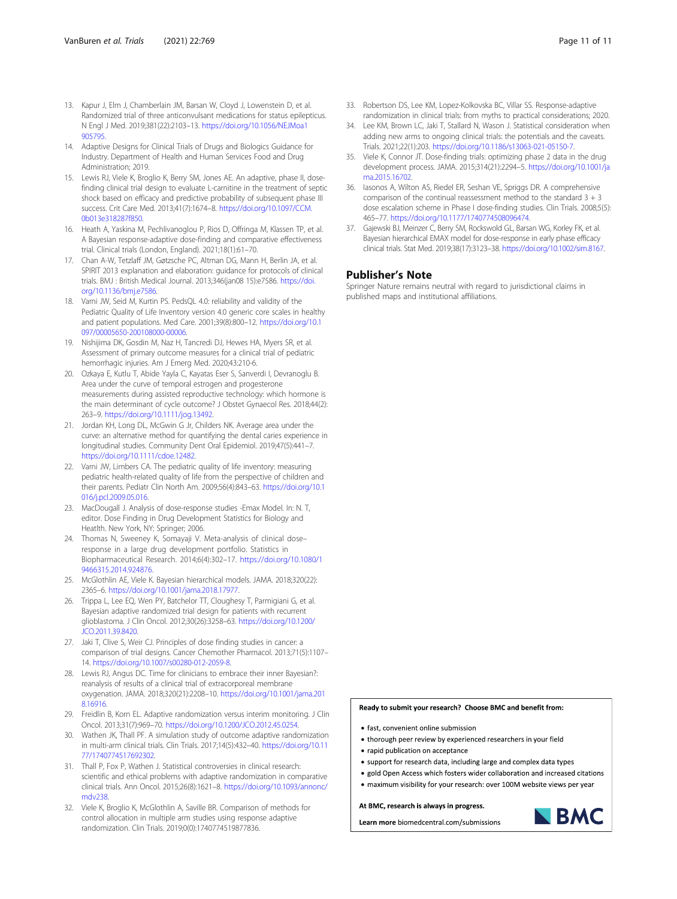13. Kapur J, Elm J, Chamberlain JM, Barsan W, Cloyd J, Lowenstein D, et al. Randomized trial of three anticonvulsant medications for status epilepticus. N Engl J Med. 2019;381(22):2103–13. https://doi.org/10.1056/NEJMoa1905795.
14. Adaptive Designs for Clinical Trials of Drugs and Biologics Guidance for Industry. Department of Health and Human Services Food and Drug Administration; 2019.
15. Lewis RJ, Viele K, Broglio K, Berry SM, Jones AE. An adaptive, phase II, dose-finding clinical trial design to evaluate L-carnitine in the treatment of septic shock based on efficacy and predictive probability of subsequent phase III success. Crit Care Med. 2013;41(7):1674–8. https://doi.org/10.1097/CCM.0b013e318287f850.
16. Heath A, Yaskina M, Pechlivanoglou P, Rios D, Offringa M, Klassen TP, et al. A Bayesian response-adaptive dose-finding and comparative effectiveness trial. Clinical trials (London, England). 2021;18(1):61–70.
17. Chan A-W, Tetzlaff JM, Gøtzsche PC, Altman DG, Mann H, Berlin JA, et al. SPIRIT 2013 explanation and elaboration: guidance for protocols of clinical trials. BMJ : British Medical Journal. 2013;346(jan08 15):e7586. https://doi.org/10.1136/bmj.e7586.
18. Varni JW, Seid M, Kurtin PS. PedsQL 4.0: reliability and validity of the Pediatric Quality of Life Inventory version 4.0 generic core scales in healthy and patient populations. Med Care. 2001;39(8):800–12. https://doi.org/10.1097/00005650-200108000-00006.
19. Nishijima DK, Gosdin M, Naz H, Tancredi DJ, Hewes HA, Myers SR, et al. Assessment of primary outcome measures for a clinical trial of pediatric hemorrhagic injuries. Am J Emerg Med. 2020;43:210-6.
20. Ozkaya E, Kutlu T, Abide Yayla C, Kayatas Eser S, Sanverdi I, Devranoglu B. Area under the curve of temporal estrogen and progesterone measurements during assisted reproductive technology: which hormone is the main determinant of cycle outcome? J Obstet Gynaecol Res. 2018;44(2):263–9. https://doi.org/10.1111/jog.13492.
21. Jordan KH, Long DL, McGwin G Jr, Childers NK. Average area under the curve: an alternative method for quantifying the dental caries experience in longitudinal studies. Community Dent Oral Epidemiol. 2019;47(5):441–7. https://doi.org/10.1111/cdoe.12482.
22. Varni JW, Limbers CA. The pediatric quality of life inventory: measuring pediatric health-related quality of life from the perspective of children and their parents. Pediatr Clin North Am. 2009;56(4):843–63. https://doi.org/10.1016/j.pcl.2009.05.016.
23. MacDougall J. Analysis of dose-response studies -Emax Model. In: N. T, editor. Dose Finding in Drug Development Statistics for Biology and Heatlth. New York, NY: Springer; 2006.
24. Thomas N, Sweeney K, Somayaji V. Meta-analysis of clinical dose–response in a large drug development portfolio. Statistics in Biopharmaceutical Research. 2014;6(4):302–17. https://doi.org/10.1080/19466315.2014.924876.
25. McGlothlin AE, Viele K. Bayesian hierarchical models. JAMA. 2018;320(22):2365–6. https://doi.org/10.1001/jama.2018.17977.
26. Trippa L, Lee EQ, Wen PY, Batchelor TT, Cloughesy T, Parmigiani G, et al. Bayesian adaptive randomized trial design for patients with recurrent glioblastoma. J Clin Oncol. 2012;30(26):3258–63. https://doi.org/10.1200/JCO.2011.39.8420.
27. Jaki T, Clive S, Weir CJ. Principles of dose finding studies in cancer: a comparison of trial designs. Cancer Chemother Pharmacol. 2013;71(5):1107–14. https://doi.org/10.1007/s00280-012-2059-8.
28. Lewis RJ, Angus DC. Time for clinicians to embrace their inner Bayesian?: reanalysis of results of a clinical trial of extracorporeal membrane oxygenation. JAMA. 2018;320(21):2208–10. https://doi.org/10.1001/jama.2018.16916.
29. Freidlin B, Korn EL. Adaptive randomization versus interim monitoring. J Clin Oncol. 2013;31(7):969–70. https://doi.org/10.1200/JCO.2012.45.0254.
30. Wathen JK, Thall PF. A simulation study of outcome adaptive randomization in multi-arm clinical trials. Clin Trials. 2017;14(5):432–40. https://doi.org/10.1177/1740774517692302.
31. Thall P, Fox P, Wathen J. Statistical controversies in clinical research: scientific and ethical problems with adaptive randomization in comparative clinical trials. Ann Oncol. 2015;26(8):1621–8. https://doi.org/10.1093/annonc/mdv238.
32. Viele K, Broglio K, McGlothlin A, Saville BR. Comparison of methods for control allocation in multiple arm studies using response adaptive randomization. Clin Trials. 2019;0(0):1740774519877836.
33. Robertson DS, Lee KM, Lopez-Kolkovska BC, Villar SS. Response-adaptive randomization in clinical trials: from myths to practical considerations; 2020.
34. Lee KM, Brown LC, Jaki T, Stallard N, Wason J. Statistical consideration when adding new arms to ongoing clinical trials: the potentials and the caveats. Trials. 2021;22(1):203. https://doi.org/10.1186/s13063-021-05150-7.
35. Viele K, Connor JT. Dose-finding trials: optimizing phase 2 data in the drug development process. JAMA. 2015;314(21):2294–5. https://doi.org/10.1001/jama.2015.16702.
36. Iasonos A, Wilton AS, Riedel ER, Seshan VE, Spriggs DR. A comprehensive comparison of the continual reassessment method to the standard 3 + 3 dose escalation scheme in Phase I dose-finding studies. Clin Trials. 2008;5(5):465–77. https://doi.org/10.1177/1740774508096474.
37. Gajewski BJ, Meinzer C, Berry SM, Rockswold GL, Barsan WG, Korley FK, et al. Bayesian hierarchical EMAX model for dose-response in early phase efficacy clinical trials. Stat Med. 2019;38(17):3123–38. https://doi.org/10.1002/sim.8167.

## Publisher's Note

Springer Nature remains neutral with regard to jurisdictional claims in published maps and institutional affiliations.

**Ready to submit your research? Choose BMC and benefit from:**

- fast, convenient online submission
- thorough peer review by experienced researchers in your field
- rapid publication on acceptance
- support for research data, including large and complex data types
- gold Open Access which fosters wider collaboration and increased citations
- maximum visibility for your research: over 100M website views per year

**At BMC, research is always in progress.**

**Learn more** biomedcentral.com/submissions

BMC